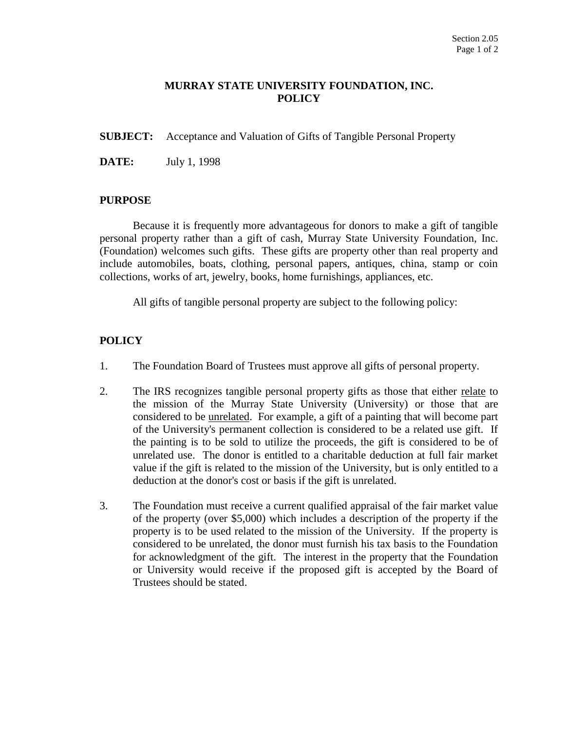# MURRAY STATE UNIVERSITY FOUNDATION, INC.
# POLICY

**SUBJECT:** Acceptance and Valuation of Gifts of Tangible Personal Property

**DATE:** July 1, 1998

## PURPOSE

Because it is frequently more advantageous for donors to make a gift of tangible personal property rather than a gift of cash, Murray State University Foundation, Inc. (Foundation) welcomes such gifts. These gifts are property other than real property and include automobiles, boats, clothing, personal papers, antiques, china, stamp or coin collections, works of art, jewelry, books, home furnishings, appliances, etc.

All gifts of tangible personal property are subject to the following policy:

## POLICY

1. The Foundation Board of Trustees must approve all gifts of personal property.

2. The IRS recognizes tangible personal property gifts as those that either <u>relate</u> to the mission of the Murray State University (University) or those that are considered to be <u>unrelated</u>. For example, a gift of a painting that will become part of the University's permanent collection is considered to be a related use gift. If the painting is to be sold to utilize the proceeds, the gift is considered to be of unrelated use. The donor is entitled to a charitable deduction at full fair market value if the gift is related to the mission of the University, but is only entitled to a deduction at the donor's cost or basis if the gift is unrelated.

3. The Foundation must receive a current qualified appraisal of the fair market value of the property (over $5,000) which includes a description of the property if the property is to be used related to the mission of the University. If the property is considered to be unrelated, the donor must furnish his tax basis to the Foundation for acknowledgment of the gift. The interest in the property that the Foundation or University would receive if the proposed gift is accepted by the Board of Trustees should be stated.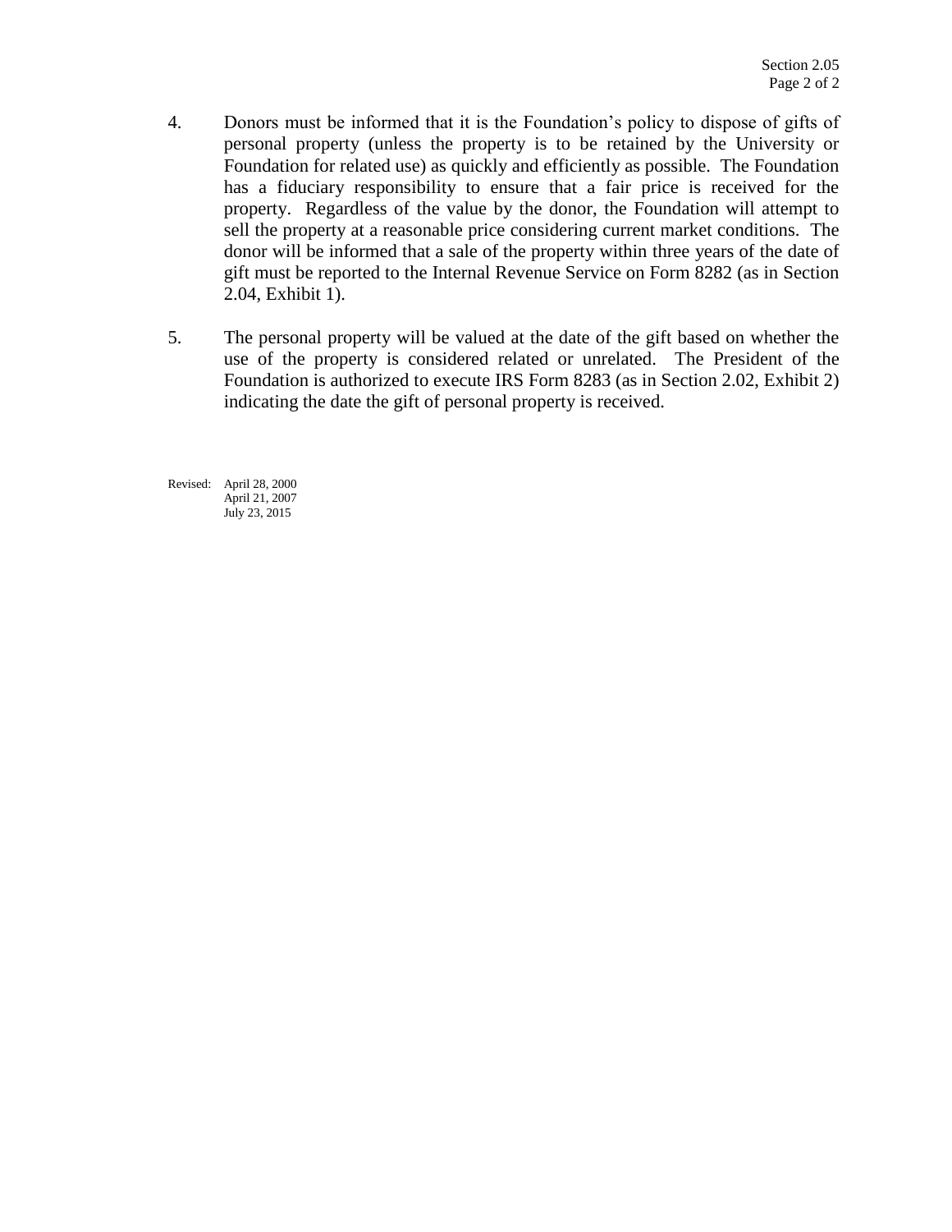4. Donors must be informed that it is the Foundation's policy to dispose of gifts of personal property (unless the property is to be retained by the University or Foundation for related use) as quickly and efficiently as possible. The Foundation has a fiduciary responsibility to ensure that a fair price is received for the property. Regardless of the value by the donor, the Foundation will attempt to sell the property at a reasonable price considering current market conditions. The donor will be informed that a sale of the property within three years of the date of gift must be reported to the Internal Revenue Service on Form 8282 (as in Section 2.04, Exhibit 1).

5. The personal property will be valued at the date of the gift based on whether the use of the property is considered related or unrelated. The President of the Foundation is authorized to execute IRS Form 8283 (as in Section 2.02, Exhibit 2) indicating the date the gift of personal property is received.

Revised: April 28, 2000
April 21, 2007
July 23, 2015